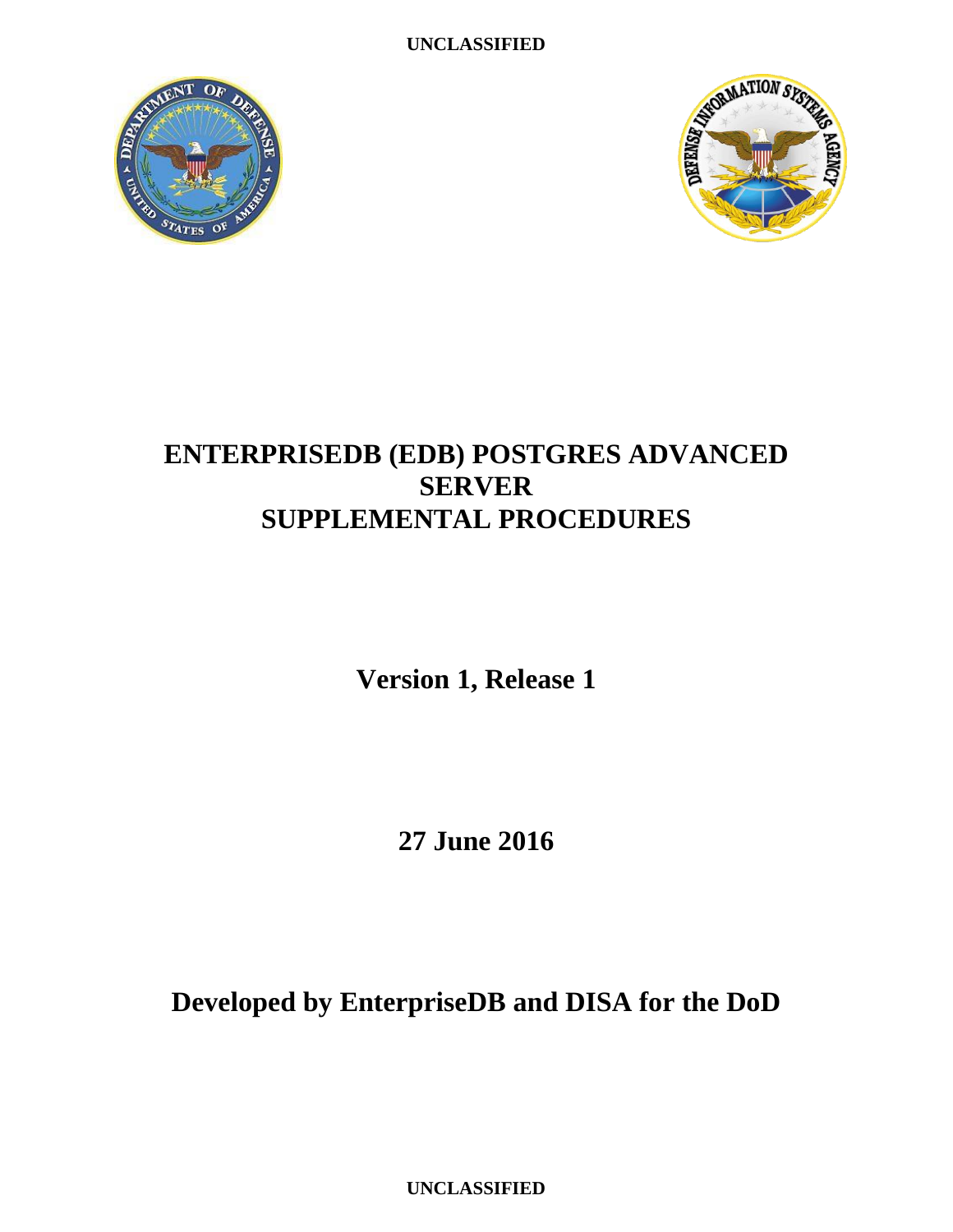UNCLASSIFIED

# ENTERPRISEDB (EDB) POSTGRES ADVANCED SERVER SUPPLEMENTAL PROCEDURES

**Version 1, Release 1**

**27 June 2016**

**Developed by EnterpriseDB and DISA for the DoD**

UNCLASSIFIED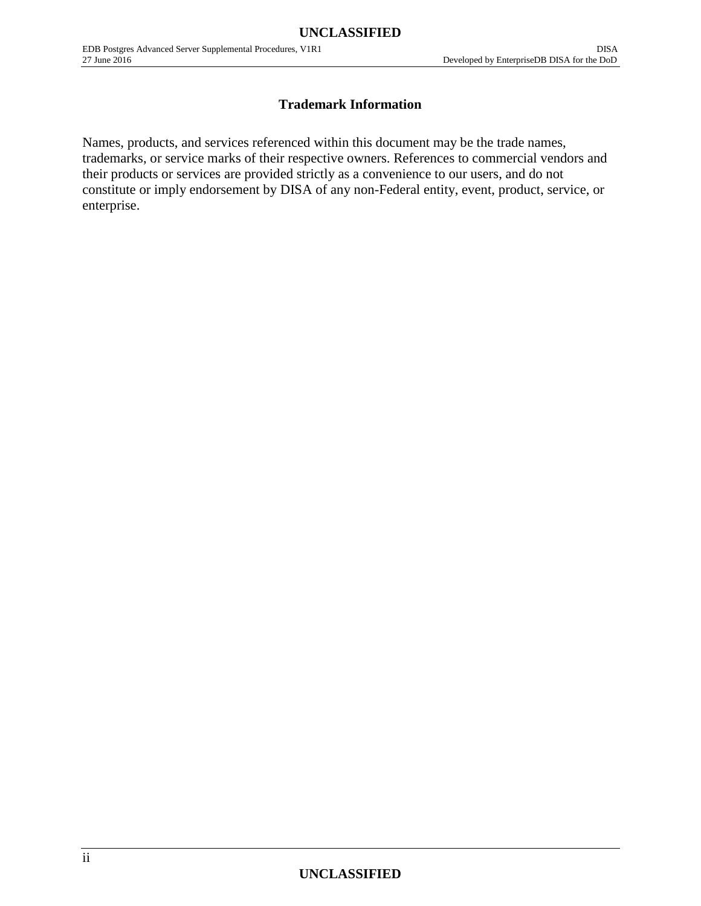## Trademark Information

Names, products, and services referenced within this document may be the trade names, trademarks, or service marks of their respective owners. References to commercial vendors and their products or services are provided strictly as a convenience to our users, and do not constitute or imply endorsement by DISA of any non-Federal entity, event, product, service, or enterprise.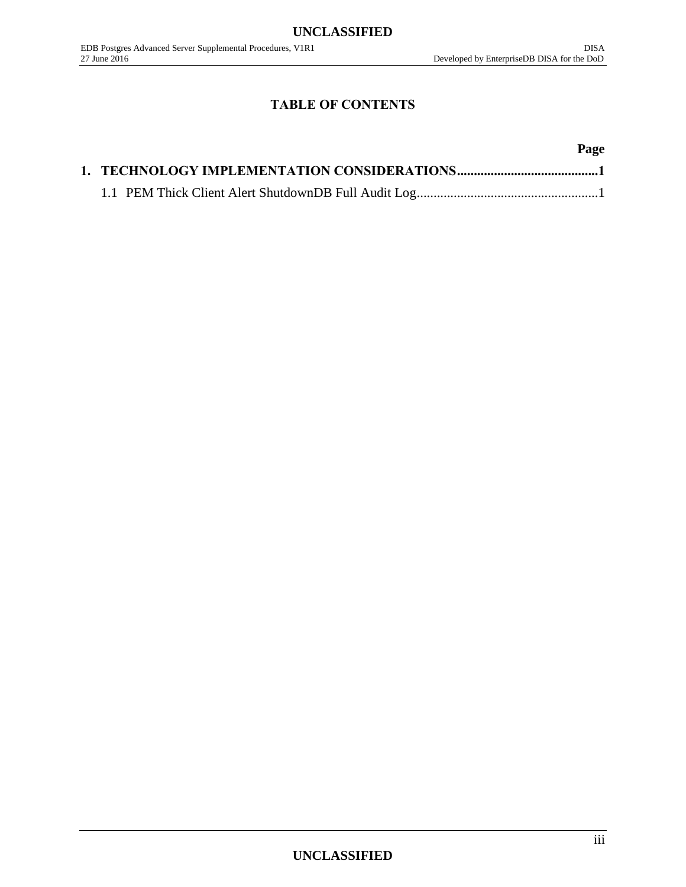# TABLE OF CONTENTS

**Page**

**1. TECHNOLOGY IMPLEMENTATION CONSIDERATIONS..........................................1**

1.1 PEM Thick Client Alert ShutdownDB Full Audit Log......................................................1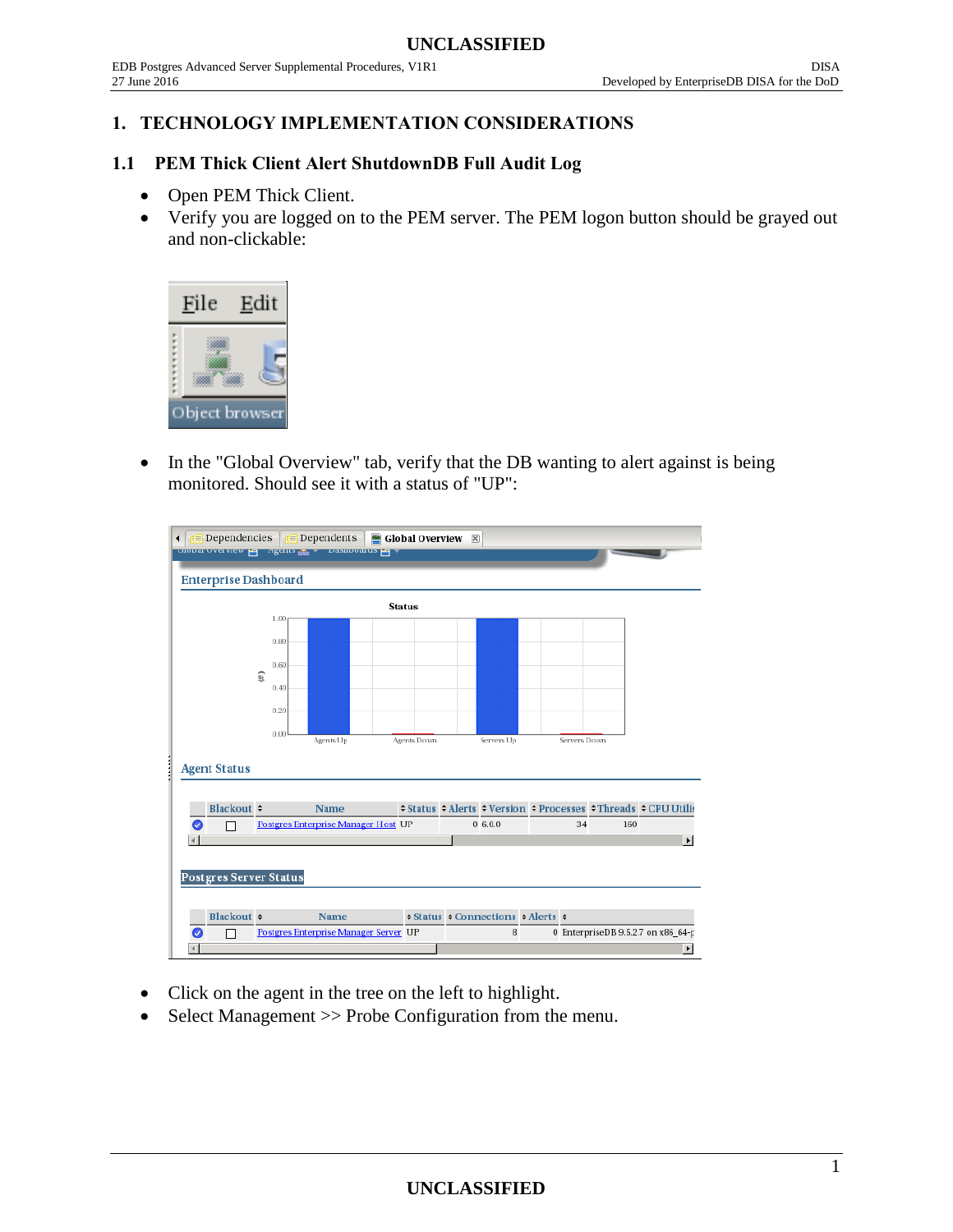# 1. TECHNOLOGY IMPLEMENTATION CONSIDERATIONS

## 1.1 PEM Thick Client Alert ShutdownDB Full Audit Log

- Open PEM Thick Client.
- Verify you are logged on to the PEM server. The PEM logon button should be grayed out and non-clickable:

- In the "Global Overview" tab, verify that the DB wanting to alert against is being monitored. Should see it with a status of "UP":

- Click on the agent in the tree on the left to highlight.
- Select Management >> Probe Configuration from the menu.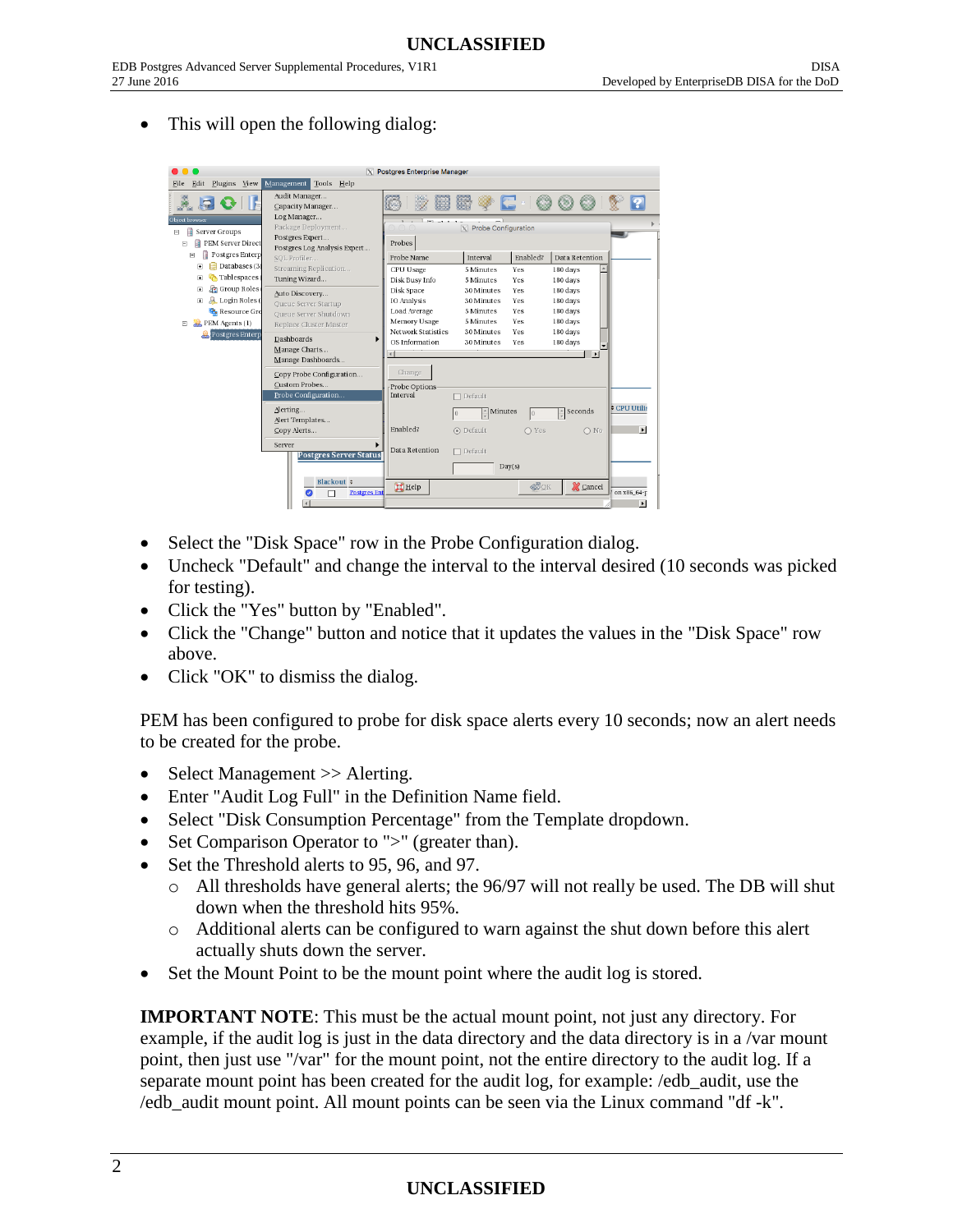- This will open the following dialog:

- Select the "Disk Space" row in the Probe Configuration dialog.
- Uncheck "Default" and change the interval to the interval desired (10 seconds was picked for testing).
- Click the "Yes" button by "Enabled".
- Click the "Change" button and notice that it updates the values in the "Disk Space" row above.
- Click "OK" to dismiss the dialog.

PEM has been configured to probe for disk space alerts every 10 seconds; now an alert needs to be created for the probe.

- Select Management >> Alerting.
- Enter "Audit Log Full" in the Definition Name field.
- Select "Disk Consumption Percentage" from the Template dropdown.
- Set Comparison Operator to ">" (greater than).
- Set the Threshold alerts to 95, 96, and 97.
  - All thresholds have general alerts; the 96/97 will not really be used. The DB will shut down when the threshold hits 95%.
  - Additional alerts can be configured to warn against the shut down before this alert actually shuts down the server.
- Set the Mount Point to be the mount point where the audit log is stored.

**IMPORTANT NOTE**: This must be the actual mount point, not just any directory. For example, if the audit log is just in the data directory and the data directory is in a /var mount point, then just use "/var" for the mount point, not the entire directory to the audit log. If a separate mount point has been created for the audit log, for example: /edb_audit, use the /edb_audit mount point. All mount points can be seen via the Linux command "df -k".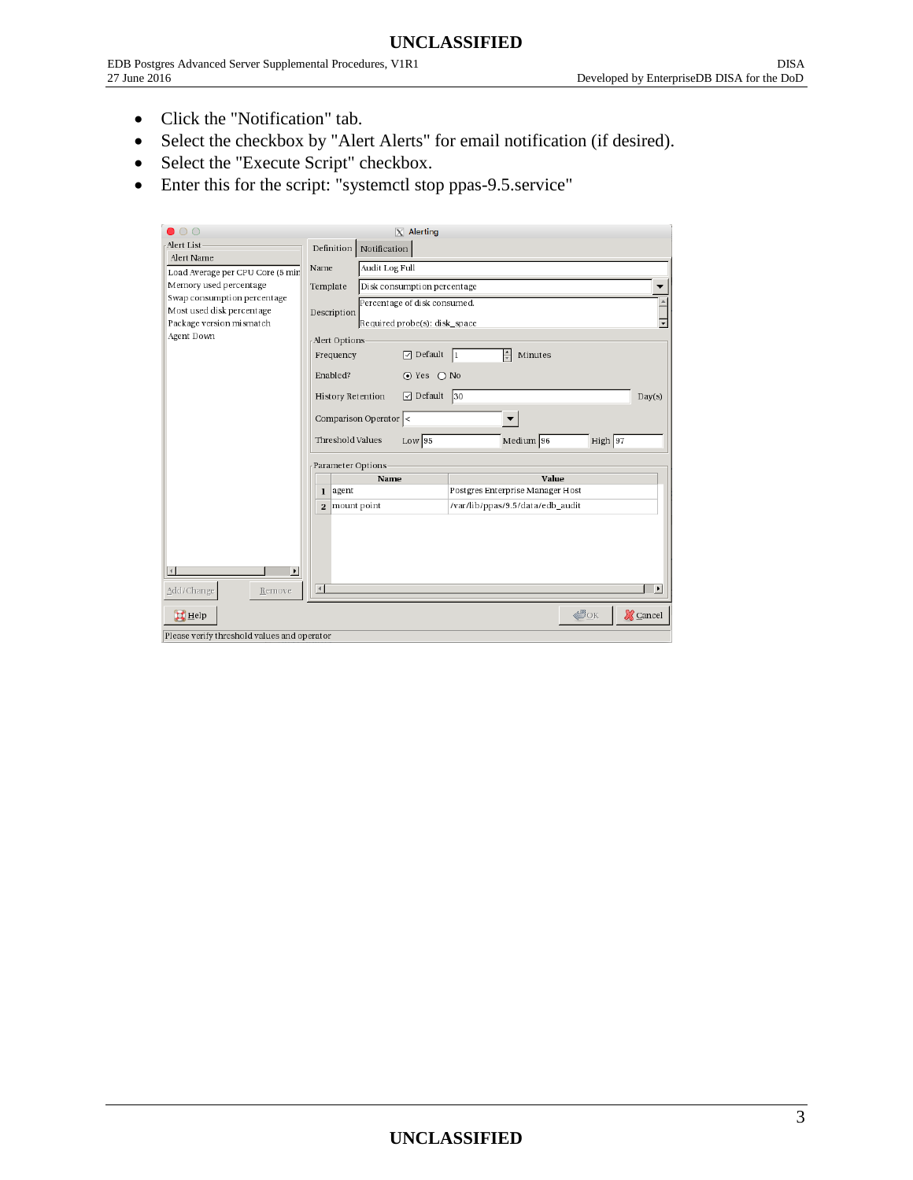- Click the "Notification" tab.
- Select the checkbox by "Alert Alerts" for email notification (if desired).
- Select the "Execute Script" checkbox.
- Enter this for the script: "systemctl stop ppas-9.5.service"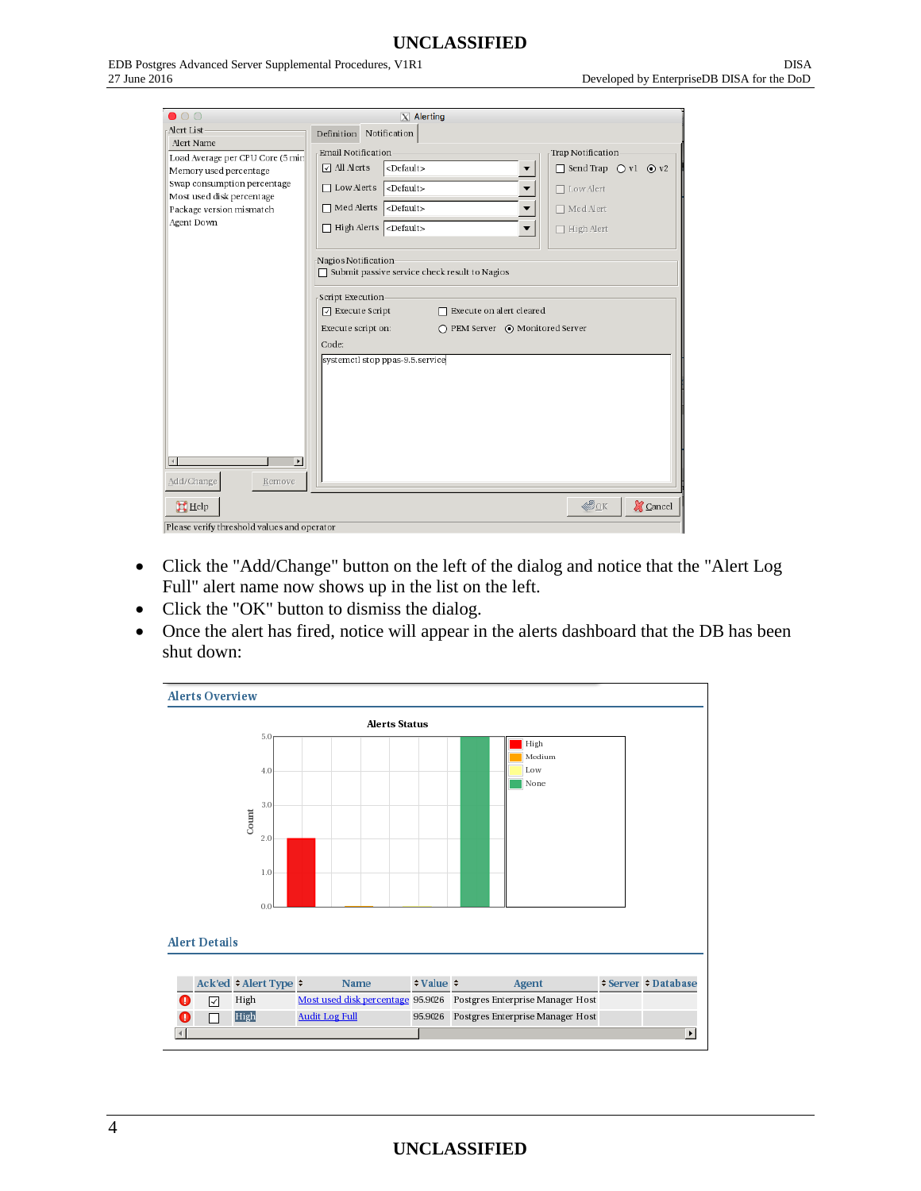Alerting

Alert List

Alert Name

Load Average per CPU Core (5 min

Memory used percentage

Swap consumption percentage

Most used disk percentage

Package version mismatch

Agent Down

Add/Change Remove

Definition Notification

Email Notification

All Alerts <Default>

Low Alerts <Default>

Med Alerts <Default>

High Alerts <Default>

Trap Notification

Send Trap v1 v2

Low Alert

Med Alert

High Alert

Nagios Notification

Submit passive service check result to Nagios

Script Execution

Execute Script Execute on alert cleared

Execute script on: PEM Server Monitored Server

Code:

```
systemctl stop ppas-9.5.service
```

Help OK Cancel

Please verify threshold values and operator

- Click the "Add/Change" button on the left of the dialog and notice that the "Alert Log Full" alert name now shows up in the list on the left.
- Click the "OK" button to dismiss the dialog.
- Once the alert has fired, notice will appear in the alerts dashboard that the DB has been shut down:

Alerts Overview

Alerts Status

Count

5.0
4.0
3.0
2.0
1.0
0.0

High
Medium
Low
None

Alert Details

| | Ack'ed | Alert Type | Name | Value | Agent | Server | Database |
|---|---|---|---|---|---|---|---|
| ! | ☑ | High | Most used disk percentage | 95.9026 | Postgres Enterprise Manager Host | | |
| ! | ☐ | High | Audit Log Full | 95.9026 | Postgres Enterprise Manager Host | | |